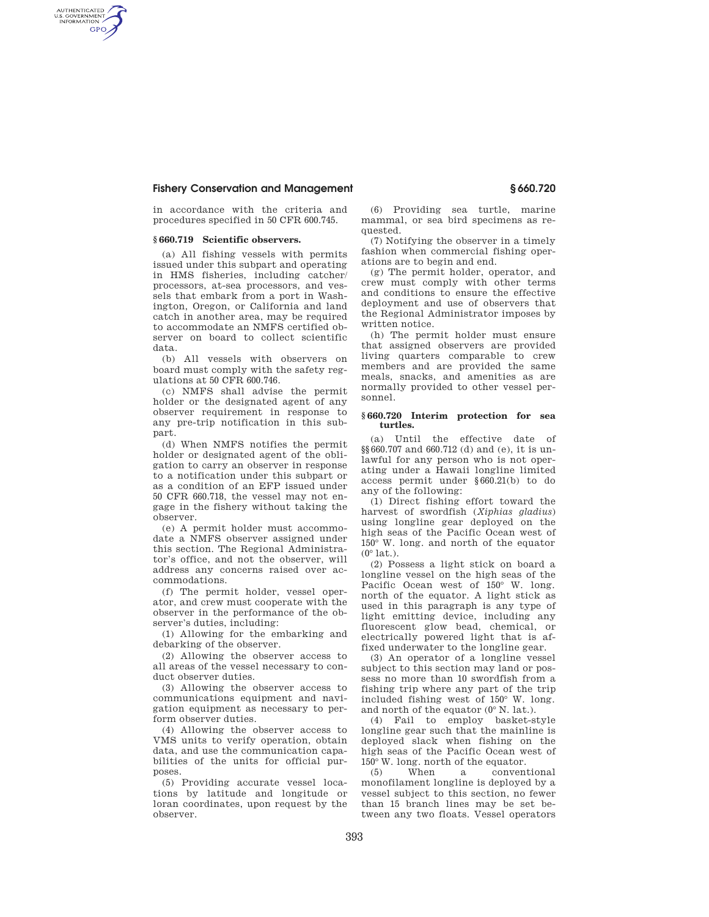in accordance with the criteria and procedures specified in 50 CFR 600.745.

### § 660.719 Scientific observers.

(a) All fishing vessels with permits issued under this subpart and operating in HMS fisheries, including catcher/processors, at-sea processors, and vessels that embark from a port in Washington, Oregon, or California and land catch in another area, may be required to accommodate an NMFS certified observer on board to collect scientific data.

(b) All vessels with observers on board must comply with the safety regulations at 50 CFR 600.746.

(c) NMFS shall advise the permit holder or the designated agent of any observer requirement in response to any pre-trip notification in this subpart.

(d) When NMFS notifies the permit holder or designated agent of the obligation to carry an observer in response to a notification under this subpart or as a condition of an EFP issued under 50 CFR 660.718, the vessel may not engage in the fishery without taking the observer.

(e) A permit holder must accommodate a NMFS observer assigned under this section. The Regional Administrator's office, and not the observer, will address any concerns raised over accommodations.

(f) The permit holder, vessel operator, and crew must cooperate with the observer in the performance of the observer's duties, including:

(1) Allowing for the embarking and debarking of the observer.

(2) Allowing the observer access to all areas of the vessel necessary to conduct observer duties.

(3) Allowing the observer access to communications equipment and navigation equipment as necessary to perform observer duties.

(4) Allowing the observer access to VMS units to verify operation, obtain data, and use the communication capabilities of the units for official purposes.

(5) Providing accurate vessel locations by latitude and longitude or loran coordinates, upon request by the observer.

(6) Providing sea turtle, marine mammal, or sea bird specimens as requested.

(7) Notifying the observer in a timely fashion when commercial fishing operations are to begin and end.

(g) The permit holder, operator, and crew must comply with other terms and conditions to ensure the effective deployment and use of observers that the Regional Administrator imposes by written notice.

(h) The permit holder must ensure that assigned observers are provided living quarters comparable to crew members and are provided the same meals, snacks, and amenities as are normally provided to other vessel personnel.

### § 660.720 Interim protection for sea turtles.

(a) Until the effective date of §§ 660.707 and 660.712 (d) and (e), it is unlawful for any person who is not operating under a Hawaii longline limited access permit under § 660.21(b) to do any of the following:

(1) Direct fishing effort toward the harvest of swordfish (*Xiphias gladius*) using longline gear deployed on the high seas of the Pacific Ocean west of 150° W. long. and north of the equator (0° lat.).

(2) Possess a light stick on board a longline vessel on the high seas of the Pacific Ocean west of 150° W. long. north of the equator. A light stick as used in this paragraph is any type of light emitting device, including any fluorescent glow bead, chemical, or electrically powered light that is affixed underwater to the longline gear.

(3) An operator of a longline vessel subject to this section may land or possess no more than 10 swordfish from a fishing trip where any part of the trip included fishing west of 150° W. long. and north of the equator (0° N. lat.).

(4) Fail to employ basket-style longline gear such that the mainline is deployed slack when fishing on the high seas of the Pacific Ocean west of 150° W. long. north of the equator.

(5) When a conventional monofilament longline is deployed by a vessel subject to this section, no fewer than 15 branch lines may be set between any two floats. Vessel operators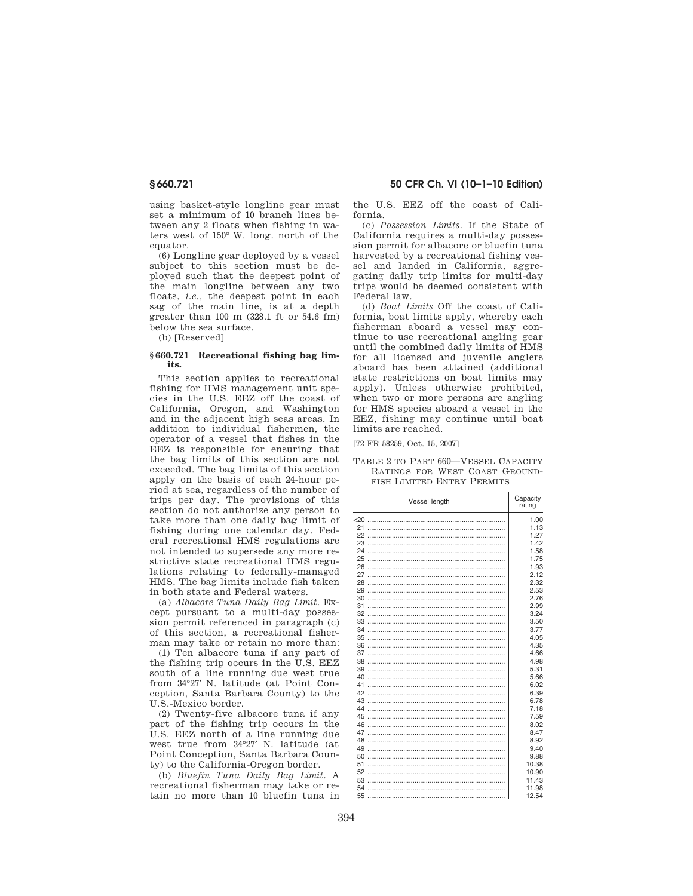using basket-style longline gear must set a minimum of 10 branch lines between any 2 floats when fishing in waters west of 150° W. long. north of the equator.

(6) Longline gear deployed by a vessel subject to this section must be deployed such that the deepest point of the main longline between any two floats, *i.e.*, the deepest point in each sag of the main line, is at a depth greater than 100 m (328.1 ft or 54.6 fm) below the sea surface.

(b) [Reserved]

### § 660.721 Recreational fishing bag limits.

This section applies to recreational fishing for HMS management unit species in the U.S. EEZ off the coast of California, Oregon, and Washington and in the adjacent high seas areas. In addition to individual fishermen, the operator of a vessel that fishes in the EEZ is responsible for ensuring that the bag limits of this section are not exceeded. The bag limits of this section apply on the basis of each 24-hour period at sea, regardless of the number of trips per day. The provisions of this section do not authorize any person to take more than one daily bag limit of fishing during one calendar day. Federal recreational HMS regulations are not intended to supersede any more restrictive state recreational HMS regulations relating to federally-managed HMS. The bag limits include fish taken in both state and Federal waters.

(a) *Albacore Tuna Daily Bag Limit.* Except pursuant to a multi-day possession permit referenced in paragraph (c) of this section, a recreational fisherman may take or retain no more than:

(1) Ten albacore tuna if any part of the fishing trip occurs in the U.S. EEZ south of a line running due west true from 34°27′ N. latitude (at Point Conception, Santa Barbara County) to the U.S.-Mexico border.

(2) Twenty-five albacore tuna if any part of the fishing trip occurs in the U.S. EEZ north of a line running due west true from 34°27′ N. latitude (at Point Conception, Santa Barbara County) to the California-Oregon border.

(b) *Bluefin Tuna Daily Bag Limit.* A recreational fisherman may take or retain no more than 10 bluefin tuna in the U.S. EEZ off the coast of California.

(c) *Possession Limits.* If the State of California requires a multi-day possession permit for albacore or bluefin tuna harvested by a recreational fishing vessel and landed in California, aggregating daily trip limits for multi-day trips would be deemed consistent with Federal law.

(d) *Boat Limits* Off the coast of California, boat limits apply, whereby each fisherman aboard a vessel may continue to use recreational angling gear until the combined daily limits of HMS for all licensed and juvenile anglers aboard has been attained (additional state restrictions on boat limits may apply). Unless otherwise prohibited, when two or more persons are angling for HMS species aboard a vessel in the EEZ, fishing may continue until boat limits are reached.

[72 FR 58259, Oct. 15, 2007]

TABLE 2 TO PART 660—VESSEL CAPACITY RATINGS FOR WEST COAST GROUNDFISH LIMITED ENTRY PERMITS

| Vessel length | Capacity rating |
|---|---|
| <20 | 1.00 |
| 21 | 1.13 |
| 22 | 1.27 |
| 23 | 1.42 |
| 24 | 1.58 |
| 25 | 1.75 |
| 26 | 1.93 |
| 27 | 2.12 |
| 28 | 2.32 |
| 29 | 2.53 |
| 30 | 2.76 |
| 31 | 2.99 |
| 32 | 3.24 |
| 33 | 3.50 |
| 34 | 3.77 |
| 35 | 4.05 |
| 36 | 4.35 |
| 37 | 4.66 |
| 38 | 4.98 |
| 39 | 5.31 |
| 40 | 5.66 |
| 41 | 6.02 |
| 42 | 6.39 |
| 43 | 6.78 |
| 44 | 7.18 |
| 45 | 7.59 |
| 46 | 8.02 |
| 47 | 8.47 |
| 48 | 8.92 |
| 49 | 9.40 |
| 50 | 9.88 |
| 51 | 10.38 |
| 52 | 10.90 |
| 53 | 11.43 |
| 54 | 11.98 |
| 55 | 12.54 |